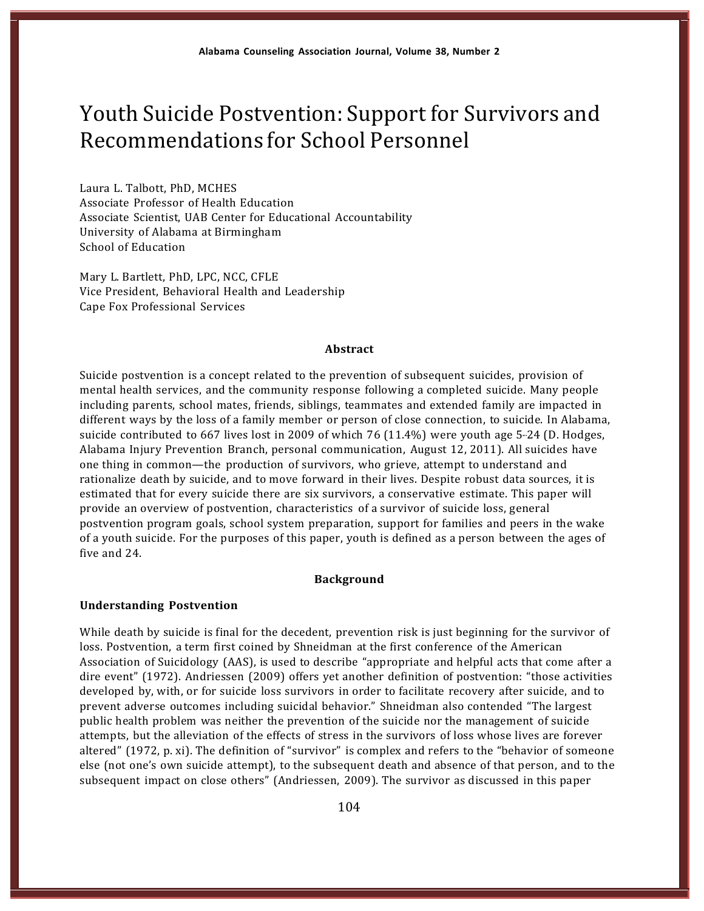# Youth Suicide Postvention: Support for Survivors and Recommendations for School Personnel

Laura L. Talbott, PhD, MCHES
Associate Professor of Health Education
Associate Scientist, UAB Center for Educational Accountability
University of Alabama at Birmingham
School of Education

Mary L. Bartlett, PhD, LPC, NCC, CFLE
Vice President, Behavioral Health and Leadership
Cape Fox Professional Services

## Abstract

Suicide postvention is a concept related to the prevention of subsequent suicides, provision of mental health services, and the community response following a completed suicide. Many people including parents, school mates, friends, siblings, teammates and extended family are impacted in different ways by the loss of a family member or person of close connection, to suicide. In Alabama, suicide contributed to 667 lives lost in 2009 of which 76 (11.4%) were youth age 5-24 (D. Hodges, Alabama Injury Prevention Branch, personal communication, August 12, 2011). All suicides have one thing in common—the production of survivors, who grieve, attempt to understand and rationalize death by suicide, and to move forward in their lives. Despite robust data sources, it is estimated that for every suicide there are six survivors, a conservative estimate. This paper will provide an overview of postvention, characteristics of a survivor of suicide loss, general postvention program goals, school system preparation, support for families and peers in the wake of a youth suicide. For the purposes of this paper, youth is defined as a person between the ages of five and 24.

## Background

### Understanding Postvention

While death by suicide is final for the decedent, prevention risk is just beginning for the survivor of loss. Postvention, a term first coined by Shneidman at the first conference of the American Association of Suicidology (AAS), is used to describe "appropriate and helpful acts that come after a dire event" (1972). Andriessen (2009) offers yet another definition of postvention: "those activities developed by, with, or for suicide loss survivors in order to facilitate recovery after suicide, and to prevent adverse outcomes including suicidal behavior." Shneidman also contended "The largest public health problem was neither the prevention of the suicide nor the management of suicide attempts, but the alleviation of the effects of stress in the survivors of loss whose lives are forever altered" (1972, p. xi). The definition of "survivor" is complex and refers to the "behavior of someone else (not one's own suicide attempt), to the subsequent death and absence of that person, and to the subsequent impact on close others" (Andriessen, 2009). The survivor as discussed in this paper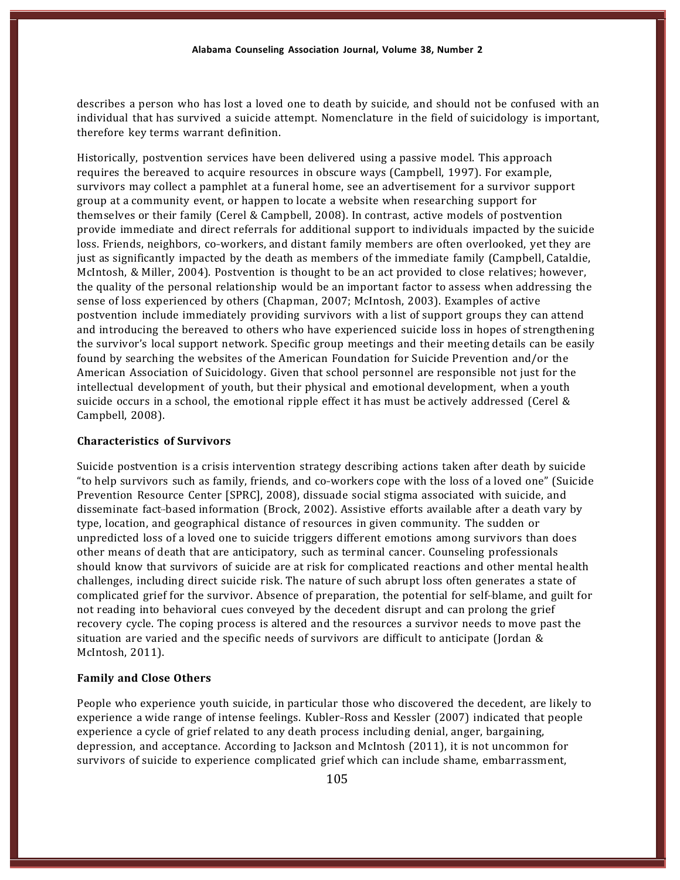describes a person who has lost a loved one to death by suicide, and should not be confused with an individual that has survived a suicide attempt. Nomenclature in the field of suicidology is important, therefore key terms warrant definition.

Historically, postvention services have been delivered using a passive model. This approach requires the bereaved to acquire resources in obscure ways (Campbell, 1997). For example, survivors may collect a pamphlet at a funeral home, see an advertisement for a survivor support group at a community event, or happen to locate a website when researching support for themselves or their family (Cerel & Campbell, 2008). In contrast, active models of postvention provide immediate and direct referrals for additional support to individuals impacted by the suicide loss. Friends, neighbors, co-workers, and distant family members are often overlooked, yet they are just as significantly impacted by the death as members of the immediate family (Campbell, Cataldie, McIntosh, & Miller, 2004). Postvention is thought to be an act provided to close relatives; however, the quality of the personal relationship would be an important factor to assess when addressing the sense of loss experienced by others (Chapman, 2007; McIntosh, 2003). Examples of active postvention include immediately providing survivors with a list of support groups they can attend and introducing the bereaved to others who have experienced suicide loss in hopes of strengthening the survivor's local support network. Specific group meetings and their meeting details can be easily found by searching the websites of the American Foundation for Suicide Prevention and/or the American Association of Suicidology. Given that school personnel are responsible not just for the intellectual development of youth, but their physical and emotional development, when a youth suicide occurs in a school, the emotional ripple effect it has must be actively addressed (Cerel & Campbell, 2008).

### Characteristics of Survivors

Suicide postvention is a crisis intervention strategy describing actions taken after death by suicide "to help survivors such as family, friends, and co-workers cope with the loss of a loved one" (Suicide Prevention Resource Center [SPRC], 2008), dissuade social stigma associated with suicide, and disseminate fact-based information (Brock, 2002). Assistive efforts available after a death vary by type, location, and geographical distance of resources in given community. The sudden or unpredicted loss of a loved one to suicide triggers different emotions among survivors than does other means of death that are anticipatory, such as terminal cancer. Counseling professionals should know that survivors of suicide are at risk for complicated reactions and other mental health challenges, including direct suicide risk. The nature of such abrupt loss often generates a state of complicated grief for the survivor. Absence of preparation, the potential for self-blame, and guilt for not reading into behavioral cues conveyed by the decedent disrupt and can prolong the grief recovery cycle. The coping process is altered and the resources a survivor needs to move past the situation are varied and the specific needs of survivors are difficult to anticipate (Jordan & McIntosh, 2011).

### Family and Close Others

People who experience youth suicide, in particular those who discovered the decedent, are likely to experience a wide range of intense feelings. Kubler-Ross and Kessler (2007) indicated that people experience a cycle of grief related to any death process including denial, anger, bargaining, depression, and acceptance. According to Jackson and McIntosh (2011), it is not uncommon for survivors of suicide to experience complicated grief which can include shame, embarrassment,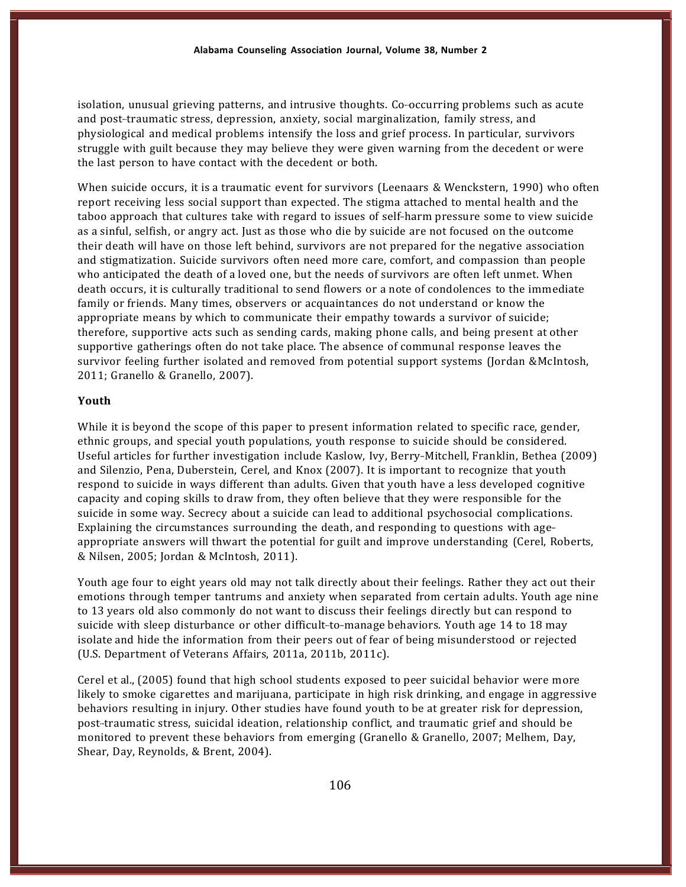isolation, unusual grieving patterns, and intrusive thoughts. Co-occurring problems such as acute and post-traumatic stress, depression, anxiety, social marginalization, family stress, and physiological and medical problems intensify the loss and grief process. In particular, survivors struggle with guilt because they may believe they were given warning from the decedent or were the last person to have contact with the decedent or both.

When suicide occurs, it is a traumatic event for survivors (Leenaars & Wenckstern, 1990) who often report receiving less social support than expected. The stigma attached to mental health and the taboo approach that cultures take with regard to issues of self-harm pressure some to view suicide as a sinful, selfish, or angry act. Just as those who die by suicide are not focused on the outcome their death will have on those left behind, survivors are not prepared for the negative association and stigmatization. Suicide survivors often need more care, comfort, and compassion than people who anticipated the death of a loved one, but the needs of survivors are often left unmet. When death occurs, it is culturally traditional to send flowers or a note of condolences to the immediate family or friends. Many times, observers or acquaintances do not understand or know the appropriate means by which to communicate their empathy towards a survivor of suicide; therefore, supportive acts such as sending cards, making phone calls, and being present at other supportive gatherings often do not take place. The absence of communal response leaves the survivor feeling further isolated and removed from potential support systems (Jordan &McIntosh, 2011; Granello & Granello, 2007).

**Youth**

While it is beyond the scope of this paper to present information related to specific race, gender, ethnic groups, and special youth populations, youth response to suicide should be considered. Useful articles for further investigation include Kaslow, Ivy, Berry-Mitchell, Franklin, Bethea (2009) and Silenzio, Pena, Duberstein, Cerel, and Knox (2007). It is important to recognize that youth respond to suicide in ways different than adults. Given that youth have a less developed cognitive capacity and coping skills to draw from, they often believe that they were responsible for the suicide in some way. Secrecy about a suicide can lead to additional psychosocial complications. Explaining the circumstances surrounding the death, and responding to questions with age-appropriate answers will thwart the potential for guilt and improve understanding (Cerel, Roberts, & Nilsen, 2005; Jordan & McIntosh, 2011).

Youth age four to eight years old may not talk directly about their feelings. Rather they act out their emotions through temper tantrums and anxiety when separated from certain adults. Youth age nine to 13 years old also commonly do not want to discuss their feelings directly but can respond to suicide with sleep disturbance or other difficult-to-manage behaviors. Youth age 14 to 18 may isolate and hide the information from their peers out of fear of being misunderstood or rejected (U.S. Department of Veterans Affairs, 2011a, 2011b, 2011c).

Cerel et al., (2005) found that high school students exposed to peer suicidal behavior were more likely to smoke cigarettes and marijuana, participate in high risk drinking, and engage in aggressive behaviors resulting in injury. Other studies have found youth to be at greater risk for depression, post-traumatic stress, suicidal ideation, relationship conflict, and traumatic grief and should be monitored to prevent these behaviors from emerging (Granello & Granello, 2007; Melhem, Day, Shear, Day, Reynolds, & Brent, 2004).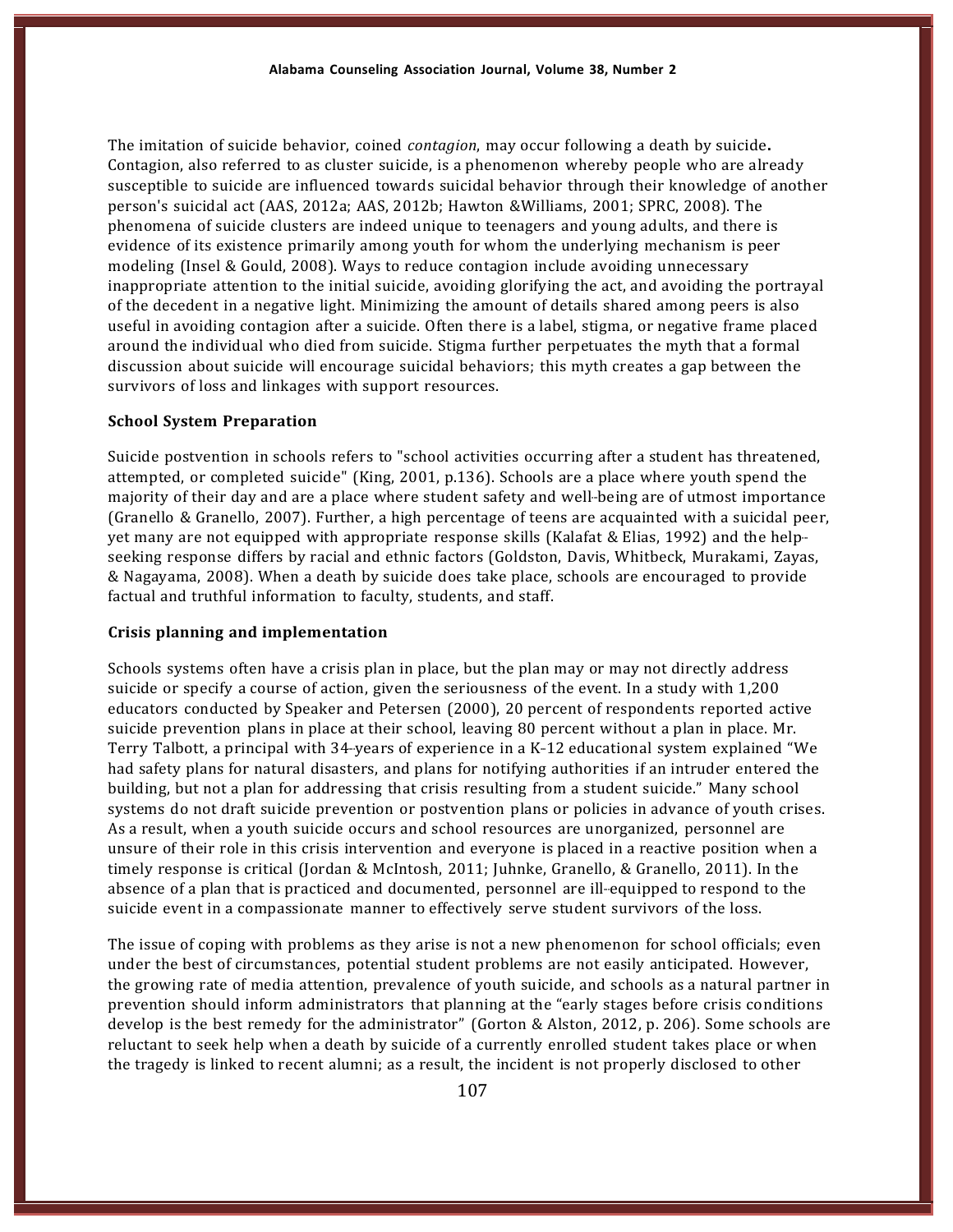The imitation of suicide behavior, coined *contagion*, may occur following a death by suicide**.** Contagion, also referred to as cluster suicide, is a phenomenon whereby people who are already susceptible to suicide are influenced towards suicidal behavior through their knowledge of another person's suicidal act (AAS, 2012a; AAS, 2012b; Hawton &Williams, 2001; SPRC, 2008). The phenomena of suicide clusters are indeed unique to teenagers and young adults, and there is evidence of its existence primarily among youth for whom the underlying mechanism is peer modeling (Insel & Gould, 2008). Ways to reduce contagion include avoiding unnecessary inappropriate attention to the initial suicide, avoiding glorifying the act, and avoiding the portrayal of the decedent in a negative light. Minimizing the amount of details shared among peers is also useful in avoiding contagion after a suicide. Often there is a label, stigma, or negative frame placed around the individual who died from suicide. Stigma further perpetuates the myth that a formal discussion about suicide will encourage suicidal behaviors; this myth creates a gap between the survivors of loss and linkages with support resources.

**School System Preparation**

Suicide postvention in schools refers to "school activities occurring after a student has threatened, attempted, or completed suicide" (King, 2001, p.136). Schools are a place where youth spend the majority of their day and are a place where student safety and well-being are of utmost importance (Granello & Granello, 2007). Further, a high percentage of teens are acquainted with a suicidal peer, yet many are not equipped with appropriate response skills (Kalafat & Elias, 1992) and the help-seeking response differs by racial and ethnic factors (Goldston, Davis, Whitbeck, Murakami, Zayas, & Nagayama, 2008). When a death by suicide does take place, schools are encouraged to provide factual and truthful information to faculty, students, and staff.

**Crisis planning and implementation**

Schools systems often have a crisis plan in place, but the plan may or may not directly address suicide or specify a course of action, given the seriousness of the event. In a study with 1,200 educators conducted by Speaker and Petersen (2000), 20 percent of respondents reported active suicide prevention plans in place at their school, leaving 80 percent without a plan in place. Mr. Terry Talbott, a principal with 34-years of experience in a K-12 educational system explained "We had safety plans for natural disasters, and plans for notifying authorities if an intruder entered the building, but not a plan for addressing that crisis resulting from a student suicide." Many school systems do not draft suicide prevention or postvention plans or policies in advance of youth crises. As a result, when a youth suicide occurs and school resources are unorganized, personnel are unsure of their role in this crisis intervention and everyone is placed in a reactive position when a timely response is critical (Jordan & McIntosh, 2011; Juhnke, Granello, & Granello, 2011). In the absence of a plan that is practiced and documented, personnel are ill-equipped to respond to the suicide event in a compassionate manner to effectively serve student survivors of the loss.

The issue of coping with problems as they arise is not a new phenomenon for school officials; even under the best of circumstances, potential student problems are not easily anticipated. However, the growing rate of media attention, prevalence of youth suicide, and schools as a natural partner in prevention should inform administrators that planning at the "early stages before crisis conditions develop is the best remedy for the administrator" (Gorton & Alston, 2012, p. 206). Some schools are reluctant to seek help when a death by suicide of a currently enrolled student takes place or when the tragedy is linked to recent alumni; as a result, the incident is not properly disclosed to other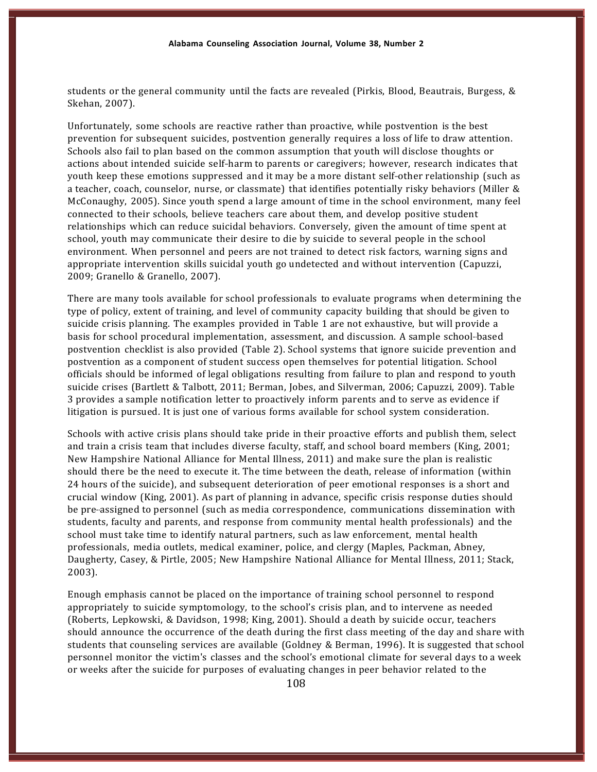students or the general community until the facts are revealed (Pirkis, Blood, Beautrais, Burgess, & Skehan, 2007).

Unfortunately, some schools are reactive rather than proactive, while postvention is the best prevention for subsequent suicides, postvention generally requires a loss of life to draw attention. Schools also fail to plan based on the common assumption that youth will disclose thoughts or actions about intended suicide self-harm to parents or caregivers; however, research indicates that youth keep these emotions suppressed and it may be a more distant self-other relationship (such as a teacher, coach, counselor, nurse, or classmate) that identifies potentially risky behaviors (Miller & McConaughy, 2005). Since youth spend a large amount of time in the school environment, many feel connected to their schools, believe teachers care about them, and develop positive student relationships which can reduce suicidal behaviors. Conversely, given the amount of time spent at school, youth may communicate their desire to die by suicide to several people in the school environment. When personnel and peers are not trained to detect risk factors, warning signs and appropriate intervention skills suicidal youth go undetected and without intervention (Capuzzi, 2009; Granello & Granello, 2007).

There are many tools available for school professionals to evaluate programs when determining the type of policy, extent of training, and level of community capacity building that should be given to suicide crisis planning. The examples provided in Table 1 are not exhaustive, but will provide a basis for school procedural implementation, assessment, and discussion. A sample school-based postvention checklist is also provided (Table 2). School systems that ignore suicide prevention and postvention as a component of student success open themselves for potential litigation. School officials should be informed of legal obligations resulting from failure to plan and respond to youth suicide crises (Bartlett & Talbott, 2011; Berman, Jobes, and Silverman, 2006; Capuzzi, 2009). Table 3 provides a sample notification letter to proactively inform parents and to serve as evidence if litigation is pursued. It is just one of various forms available for school system consideration.

Schools with active crisis plans should take pride in their proactive efforts and publish them, select and train a crisis team that includes diverse faculty, staff, and school board members (King, 2001; New Hampshire National Alliance for Mental Illness, 2011) and make sure the plan is realistic should there be the need to execute it. The time between the death, release of information (within 24 hours of the suicide), and subsequent deterioration of peer emotional responses is a short and crucial window (King, 2001). As part of planning in advance, specific crisis response duties should be pre-assigned to personnel (such as media correspondence, communications dissemination with students, faculty and parents, and response from community mental health professionals) and the school must take time to identify natural partners, such as law enforcement, mental health professionals, media outlets, medical examiner, police, and clergy (Maples, Packman, Abney, Daugherty, Casey, & Pirtle, 2005; New Hampshire National Alliance for Mental Illness, 2011; Stack, 2003).

Enough emphasis cannot be placed on the importance of training school personnel to respond appropriately to suicide symptomology, to the school's crisis plan, and to intervene as needed (Roberts, Lepkowski, & Davidson, 1998; King, 2001). Should a death by suicide occur, teachers should announce the occurrence of the death during the first class meeting of the day and share with students that counseling services are available (Goldney & Berman, 1996). It is suggested that school personnel monitor the victim's classes and the school's emotional climate for several days to a week or weeks after the suicide for purposes of evaluating changes in peer behavior related to the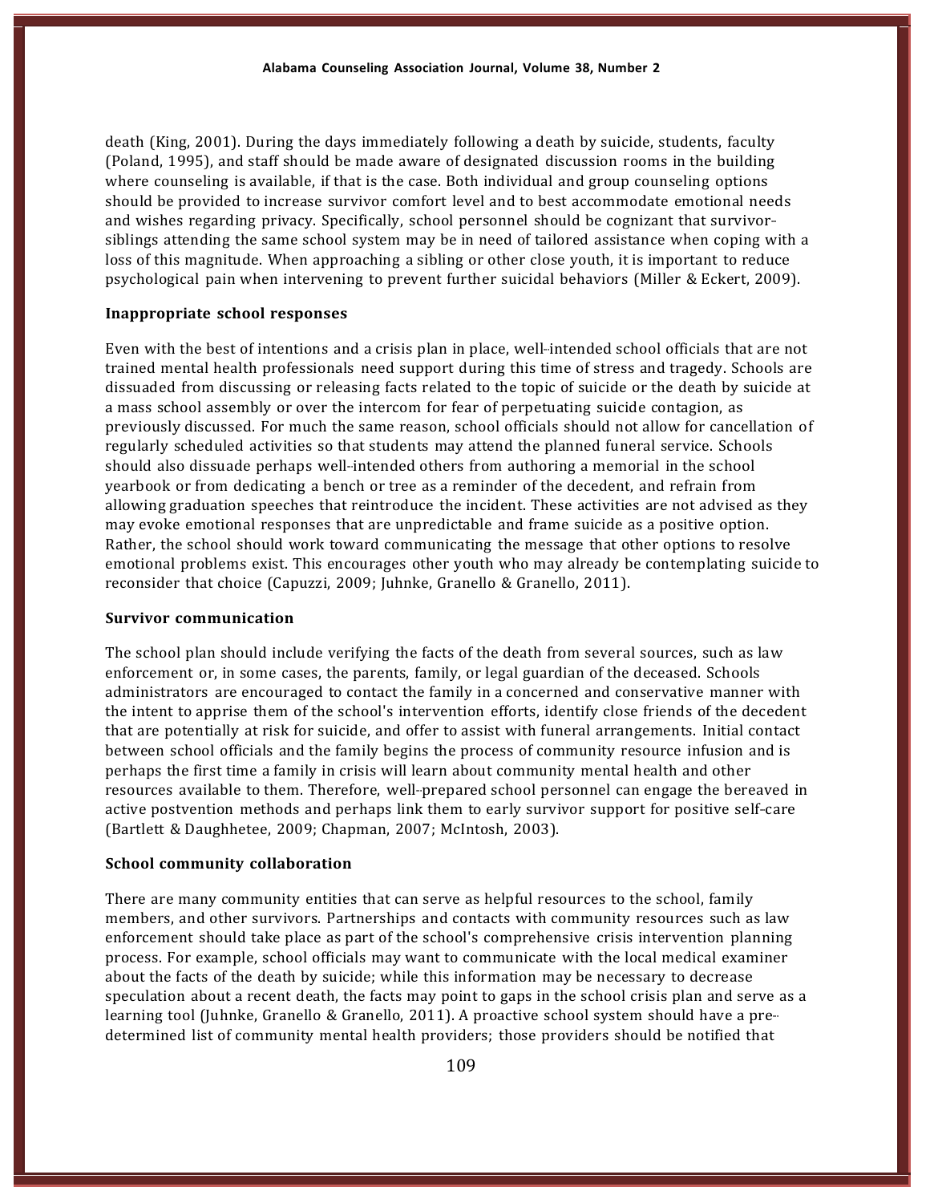death (King, 2001). During the days immediately following a death by suicide, students, faculty (Poland, 1995), and staff should be made aware of designated discussion rooms in the building where counseling is available, if that is the case. Both individual and group counseling options should be provided to increase survivor comfort level and to best accommodate emotional needs and wishes regarding privacy. Specifically, school personnel should be cognizant that survivor-siblings attending the same school system may be in need of tailored assistance when coping with a loss of this magnitude. When approaching a sibling or other close youth, it is important to reduce psychological pain when intervening to prevent further suicidal behaviors (Miller & Eckert, 2009).

### Inappropriate school responses

Even with the best of intentions and a crisis plan in place, well-intended school officials that are not trained mental health professionals need support during this time of stress and tragedy. Schools are dissuaded from discussing or releasing facts related to the topic of suicide or the death by suicide at a mass school assembly or over the intercom for fear of perpetuating suicide contagion, as previously discussed. For much the same reason, school officials should not allow for cancellation of regularly scheduled activities so that students may attend the planned funeral service. Schools should also dissuade perhaps well-intended others from authoring a memorial in the school yearbook or from dedicating a bench or tree as a reminder of the decedent, and refrain from allowing graduation speeches that reintroduce the incident. These activities are not advised as they may evoke emotional responses that are unpredictable and frame suicide as a positive option. Rather, the school should work toward communicating the message that other options to resolve emotional problems exist. This encourages other youth who may already be contemplating suicide to reconsider that choice (Capuzzi, 2009; Juhnke, Granello & Granello, 2011).

### Survivor communication

The school plan should include verifying the facts of the death from several sources, such as law enforcement or, in some cases, the parents, family, or legal guardian of the deceased. Schools administrators are encouraged to contact the family in a concerned and conservative manner with the intent to apprise them of the school's intervention efforts, identify close friends of the decedent that are potentially at risk for suicide, and offer to assist with funeral arrangements. Initial contact between school officials and the family begins the process of community resource infusion and is perhaps the first time a family in crisis will learn about community mental health and other resources available to them. Therefore, well-prepared school personnel can engage the bereaved in active postvention methods and perhaps link them to early survivor support for positive self-care (Bartlett & Daughhetee, 2009; Chapman, 2007; McIntosh, 2003).

### School community collaboration

There are many community entities that can serve as helpful resources to the school, family members, and other survivors. Partnerships and contacts with community resources such as law enforcement should take place as part of the school's comprehensive crisis intervention planning process. For example, school officials may want to communicate with the local medical examiner about the facts of the death by suicide; while this information may be necessary to decrease speculation about a recent death, the facts may point to gaps in the school crisis plan and serve as a learning tool (Juhnke, Granello & Granello, 2011). A proactive school system should have a pre-determined list of community mental health providers; those providers should be notified that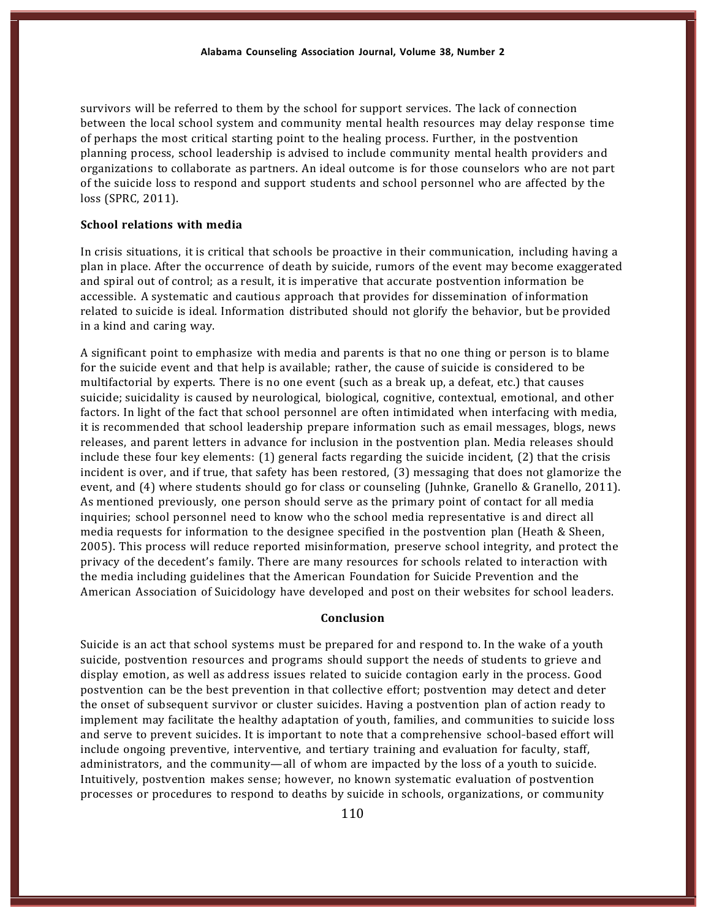survivors will be referred to them by the school for support services. The lack of connection between the local school system and community mental health resources may delay response time of perhaps the most critical starting point to the healing process. Further, in the postvention planning process, school leadership is advised to include community mental health providers and organizations to collaborate as partners. An ideal outcome is for those counselors who are not part of the suicide loss to respond and support students and school personnel who are affected by the loss (SPRC, 2011).

**School relations with media**

In crisis situations, it is critical that schools be proactive in their communication, including having a plan in place. After the occurrence of death by suicide, rumors of the event may become exaggerated and spiral out of control; as a result, it is imperative that accurate postvention information be accessible. A systematic and cautious approach that provides for dissemination of information related to suicide is ideal. Information distributed should not glorify the behavior, but be provided in a kind and caring way.

A significant point to emphasize with media and parents is that no one thing or person is to blame for the suicide event and that help is available; rather, the cause of suicide is considered to be multifactorial by experts. There is no one event (such as a break up, a defeat, etc.) that causes suicide; suicidality is caused by neurological, biological, cognitive, contextual, emotional, and other factors. In light of the fact that school personnel are often intimidated when interfacing with media, it is recommended that school leadership prepare information such as email messages, blogs, news releases, and parent letters in advance for inclusion in the postvention plan. Media releases should include these four key elements: (1) general facts regarding the suicide incident, (2) that the crisis incident is over, and if true, that safety has been restored, (3) messaging that does not glamorize the event, and (4) where students should go for class or counseling (Juhnke, Granello & Granello, 2011). As mentioned previously, one person should serve as the primary point of contact for all media inquiries; school personnel need to know who the school media representative is and direct all media requests for information to the designee specified in the postvention plan (Heath & Sheen, 2005). This process will reduce reported misinformation, preserve school integrity, and protect the privacy of the decedent's family. There are many resources for schools related to interaction with the media including guidelines that the American Foundation for Suicide Prevention and the American Association of Suicidology have developed and post on their websites for school leaders.

## Conclusion

Suicide is an act that school systems must be prepared for and respond to. In the wake of a youth suicide, postvention resources and programs should support the needs of students to grieve and display emotion, as well as address issues related to suicide contagion early in the process. Good postvention can be the best prevention in that collective effort; postvention may detect and deter the onset of subsequent survivor or cluster suicides. Having a postvention plan of action ready to implement may facilitate the healthy adaptation of youth, families, and communities to suicide loss and serve to prevent suicides. It is important to note that a comprehensive school-based effort will include ongoing preventive, interventive, and tertiary training and evaluation for faculty, staff, administrators, and the community—all of whom are impacted by the loss of a youth to suicide. Intuitively, postvention makes sense; however, no known systematic evaluation of postvention processes or procedures to respond to deaths by suicide in schools, organizations, or community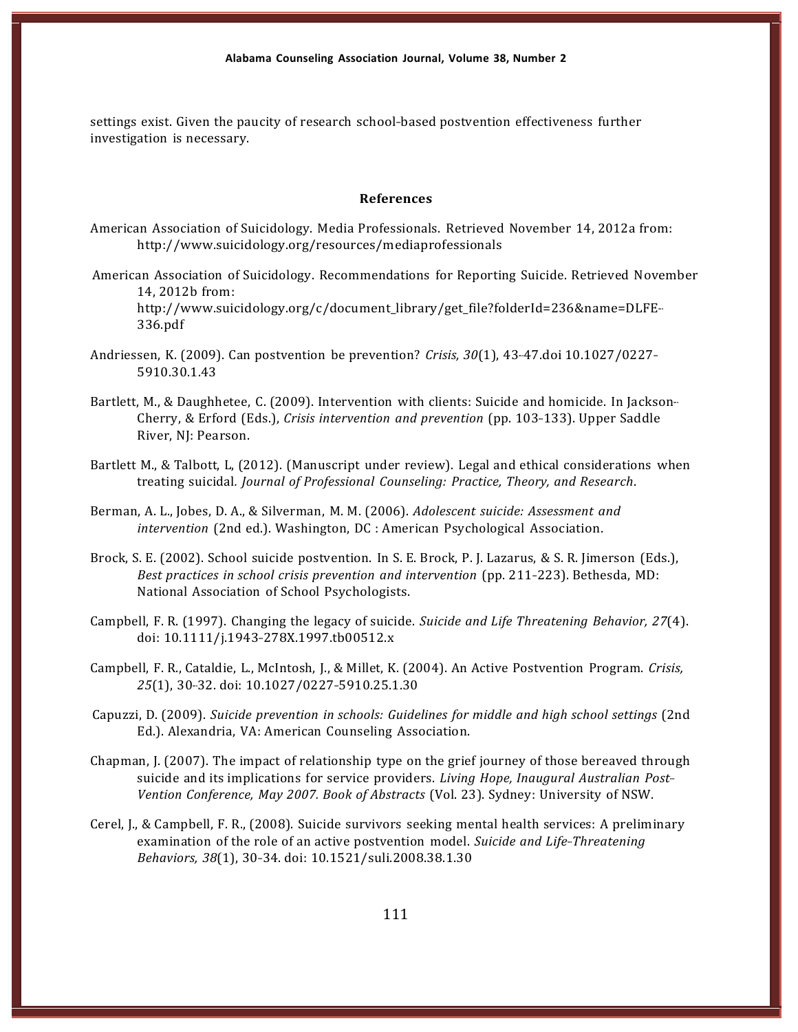settings exist. Given the paucity of research school-based postvention effectiveness further investigation is necessary.

## References

American Association of Suicidology. Media Professionals. Retrieved November 14, 2012a from: http://www.suicidology.org/resources/mediaprofessionals

American Association of Suicidology. Recommendations for Reporting Suicide. Retrieved November 14, 2012b from: http://www.suicidology.org/c/document_library/get_file?folderId=236&name=DLFE-336.pdf

Andriessen, K. (2009). Can postvention be prevention? *Crisis, 30*(1), 43-47.doi 10.1027/0227-5910.30.1.43

Bartlett, M., & Daughhetee, C. (2009). Intervention with clients: Suicide and homicide. In Jackson-Cherry, & Erford (Eds.), *Crisis intervention and prevention* (pp. 103-133). Upper Saddle River, NJ: Pearson.

Bartlett M., & Talbott, L, (2012). (Manuscript under review). Legal and ethical considerations when treating suicidal*. Journal of Professional Counseling: Practice, Theory, and Research*.

Berman, A. L., Jobes, D. A., & Silverman, M. M. (2006). *Adolescent suicide: Assessment and intervention* (2nd ed.). Washington, DC : American Psychological Association.

Brock, S. E. (2002). School suicide postvention. In S. E. Brock, P. J. Lazarus, & S. R. Jimerson (Eds.), *Best practices in school crisis prevention and intervention* (pp. 211-223). Bethesda, MD: National Association of School Psychologists.

Campbell, F. R. (1997). Changing the legacy of suicide. *Suicide and Life Threatening Behavior, 27*(4). doi: 10.1111/j.1943-278X.1997.tb00512.x

Campbell, F. R., Cataldie, L., McIntosh, J., & Millet, K. (2004). An Active Postvention Program. *Crisis, 25*(1), 30-32. doi: 10.1027/0227-5910.25.1.30

Capuzzi, D. (2009). *Suicide prevention in schools: Guidelines for middle and high school settings* (2nd Ed.). Alexandria, VA: American Counseling Association.

Chapman, J. (2007). The impact of relationship type on the grief journey of those bereaved through suicide and its implications for service providers. *Living Hope, Inaugural Australian Post-Vention Conference, May 2007. Book of Abstracts* (Vol. 23). Sydney: University of NSW.

Cerel, J., & Campbell, F. R., (2008). Suicide survivors seeking mental health services: A preliminary examination of the role of an active postvention model. *Suicide and Life-Threatening Behaviors, 38*(1), 30-34. doi: 10.1521/suli.2008.38.1.30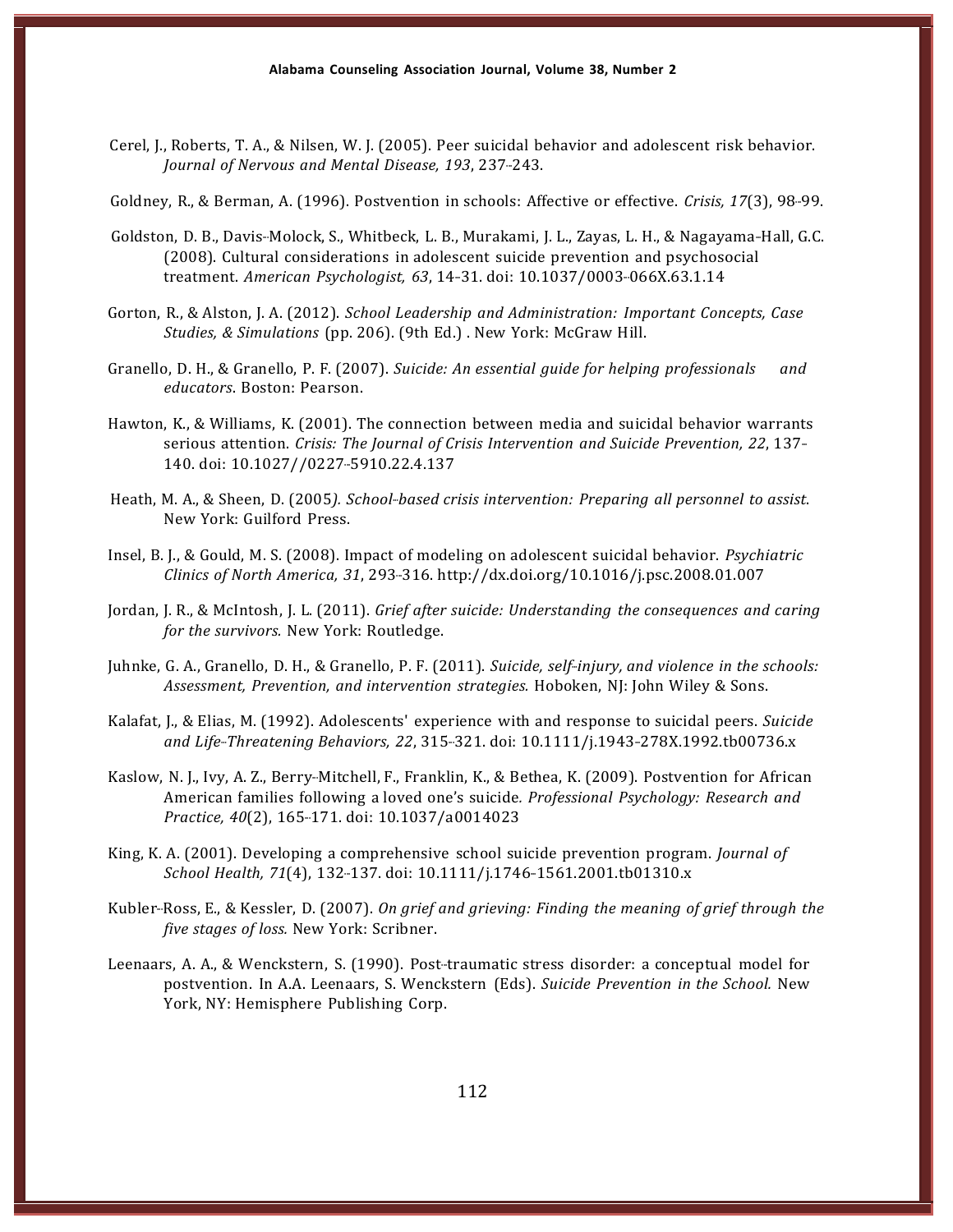Cerel, J., Roberts, T. A., & Nilsen, W. J. (2005). Peer suicidal behavior and adolescent risk behavior. *Journal of Nervous and Mental Disease, 193*, 237-243.

Goldney, R., & Berman, A. (1996). Postvention in schools: Affective or effective. *Crisis, 17*(3), 98-99.

Goldston, D. B., Davis-Molock, S., Whitbeck, L. B., Murakami, J. L., Zayas, L. H., & Nagayama-Hall, G.C. (2008). Cultural considerations in adolescent suicide prevention and psychosocial treatment. *American Psychologist, 63*, 14-31. doi: 10.1037/0003-066X.63.1.14

Gorton, R., & Alston, J. A. (2012). *School Leadership and Administration: Important Concepts, Case Studies, & Simulations* (pp. 206). (9th Ed.) . New York: McGraw Hill.

Granello, D. H., & Granello, P. F. (2007). *Suicide: An essential guide for helping professionals and educators*. Boston: Pearson.

Hawton, K., & Williams, K. (2001). The connection between media and suicidal behavior warrants serious attention. *Crisis: The Journal of Crisis Intervention and Suicide Prevention, 22*, 137-140. doi: 10.1027//0227-5910.22.4.137

Heath, M. A., & Sheen, D. (2005*). School-based crisis intervention: Preparing all personnel to assist*. New York: Guilford Press.

Insel, B. J., & Gould, M. S. (2008). Impact of modeling on adolescent suicidal behavior. *Psychiatric Clinics of North America, 31*, 293-316. http://dx.doi.org/10.1016/j.psc.2008.01.007

Jordan, J. R., & McIntosh, J. L. (2011). *Grief after suicide: Understanding the consequences and caring for the survivors.* New York: Routledge.

Juhnke, G. A., Granello, D. H., & Granello, P. F. (2011). *Suicide, self-injury, and violence in the schools: Assessment, Prevention, and intervention strategies.* Hoboken, NJ: John Wiley & Sons.

Kalafat, J., & Elias, M. (1992). Adolescents' experience with and response to suicidal peers. *Suicide and Life-Threatening Behaviors, 22*, 315-321. doi: 10.1111/j.1943-278X.1992.tb00736.x

Kaslow, N. J., Ivy, A. Z., Berry-Mitchell, F., Franklin, K., & Bethea, K. (2009). Postvention for African American families following a loved one's suicide*. Professional Psychology: Research and Practice, 40*(2), 165-171. doi: 10.1037/a0014023

King, K. A. (2001). Developing a comprehensive school suicide prevention program. *Journal of School Health, 71*(4), 132-137. doi: 10.1111/j.1746-1561.2001.tb01310.x

Kubler-Ross, E., & Kessler, D. (2007). *On grief and grieving: Finding the meaning of grief through the five stages of loss.* New York: Scribner.

Leenaars, A. A., & Wenckstern, S. (1990). Post-traumatic stress disorder: a conceptual model for postvention. In A.A. Leenaars, S. Wenckstern (Eds). *Suicide Prevention in the School.* New York, NY: Hemisphere Publishing Corp.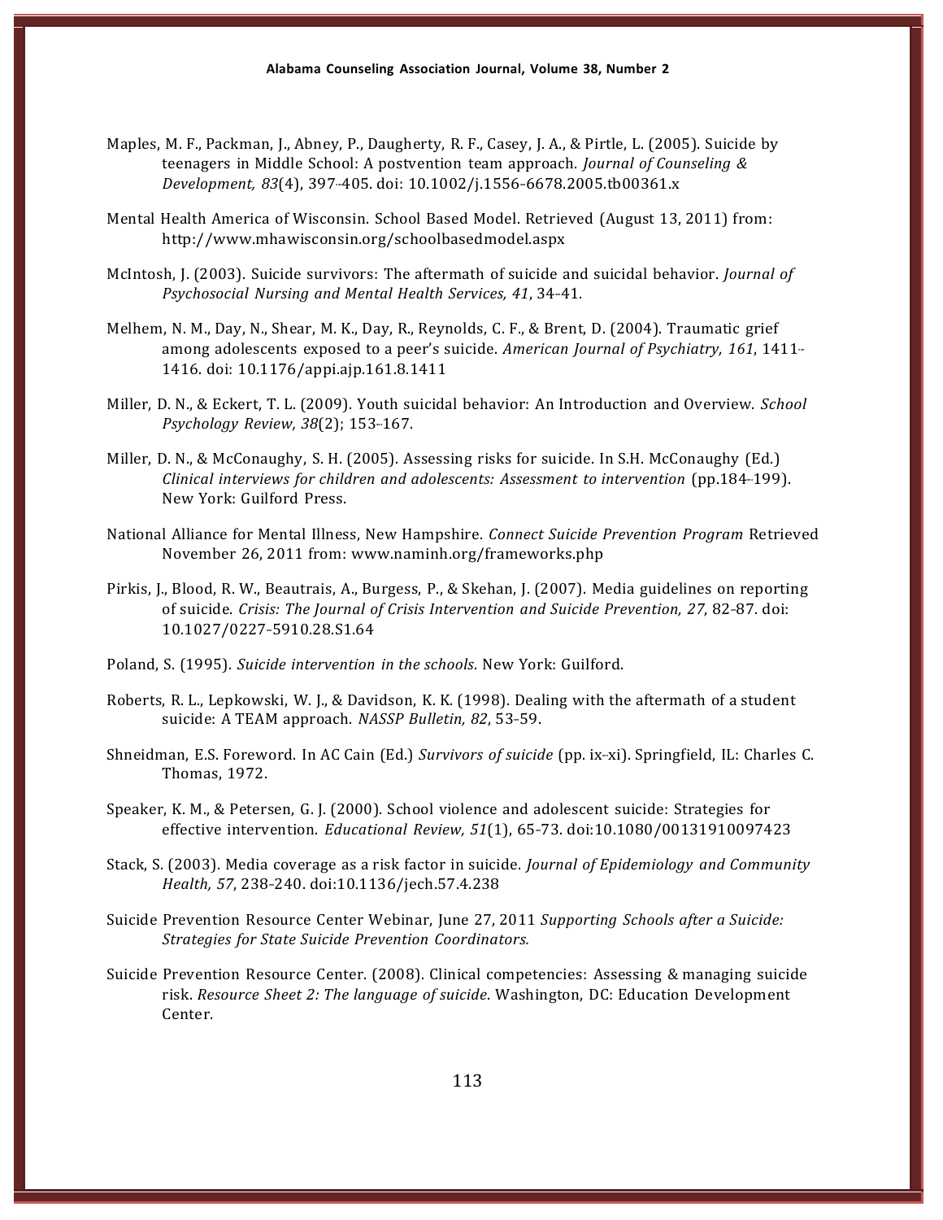Maples, M. F., Packman, J., Abney, P., Daugherty, R. F., Casey, J. A., & Pirtle, L. (2005). Suicide by teenagers in Middle School: A postvention team approach. *Journal of Counseling & Development, 83*(4), 397-405. doi: 10.1002/j.1556-6678.2005.tb00361.x

Mental Health America of Wisconsin. School Based Model. Retrieved (August 13, 2011) from: http://www.mhawisconsin.org/schoolbasedmodel.aspx

McIntosh, J. (2003). Suicide survivors: The aftermath of suicide and suicidal behavior. *Journal of Psychosocial Nursing and Mental Health Services, 41*, 34-41.

Melhem, N. M., Day, N., Shear, M. K., Day, R., Reynolds, C. F., & Brent, D. (2004). Traumatic grief among adolescents exposed to a peer's suicide. *American Journal of Psychiatry, 161*, 1411-1416. doi: 10.1176/appi.ajp.161.8.1411

Miller, D. N., & Eckert, T. L. (2009). Youth suicidal behavior: An Introduction and Overview. *School Psychology Review, 38*(2); 153-167.

Miller, D. N., & McConaughy, S. H. (2005). Assessing risks for suicide. In S.H. McConaughy (Ed.) *Clinical interviews for children and adolescents: Assessment to intervention* (pp.184-199). New York: Guilford Press.

National Alliance for Mental Illness, New Hampshire. *Connect Suicide Prevention Program* Retrieved November 26, 2011 from: www.naminh.org/frameworks.php

Pirkis, J., Blood, R. W., Beautrais, A., Burgess, P., & Skehan, J. (2007). Media guidelines on reporting of suicide. *Crisis: The Journal of Crisis Intervention and Suicide Prevention, 27*, 82-87. doi: 10.1027/0227-5910.28.S1.64

Poland, S. (1995). *Suicide intervention in the schools*. New York: Guilford.

Roberts, R. L., Lepkowski, W. J., & Davidson, K. K. (1998). Dealing with the aftermath of a student suicide: A TEAM approach. *NASSP Bulletin, 82*, 53-59.

Shneidman, E.S. Foreword. In AC Cain (Ed.) *Survivors of suicide* (pp. ix-xi). Springfield, IL: Charles C. Thomas, 1972.

Speaker, K. M., & Petersen, G. J. (2000). School violence and adolescent suicide: Strategies for effective intervention. *Educational Review, 51*(1), 65-73. doi:10.1080/00131910097423

Stack, S. (2003). Media coverage as a risk factor in suicide. *Journal of Epidemiology and Community Health, 57*, 238-240. doi:10.1136/jech.57.4.238

Suicide Prevention Resource Center Webinar, June 27, 2011 *Supporting Schools after a Suicide: Strategies for State Suicide Prevention Coordinators.*

Suicide Prevention Resource Center. (2008). Clinical competencies: Assessing & managing suicide risk. *Resource Sheet 2: The language of suicide*. Washington, DC: Education Development Center.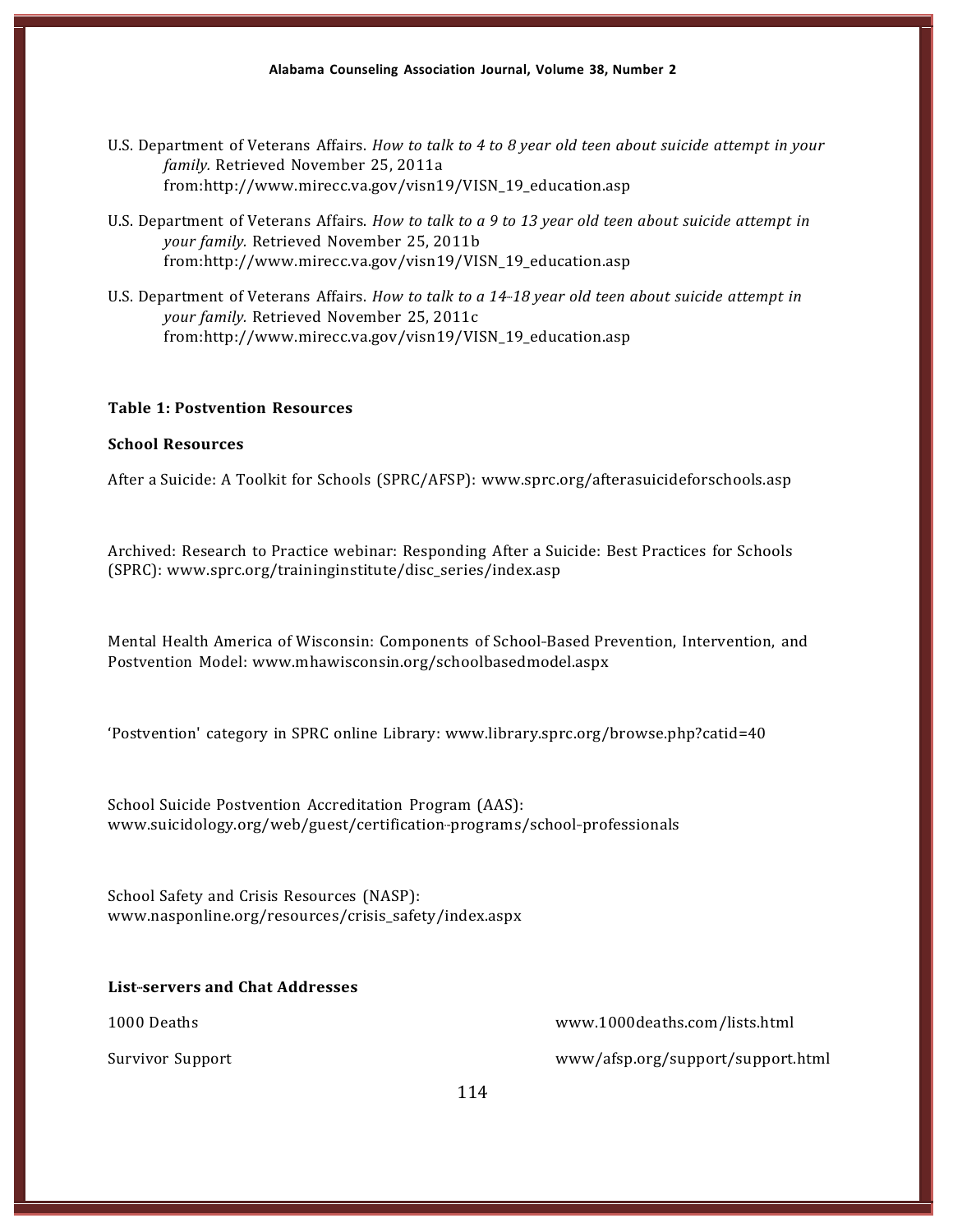U.S. Department of Veterans Affairs. *How to talk to 4 to 8 year old teen about suicide attempt in your family.* Retrieved November 25, 2011a from:http://www.mirecc.va.gov/visn19/VISN_19_education.asp

U.S. Department of Veterans Affairs. *How to talk to a 9 to 13 year old teen about suicide attempt in your family.* Retrieved November 25, 2011b from:http://www.mirecc.va.gov/visn19/VISN_19_education.asp

U.S. Department of Veterans Affairs. *How to talk to a 14-18 year old teen about suicide attempt in your family.* Retrieved November 25, 2011c from:http://www.mirecc.va.gov/visn19/VISN_19_education.asp

**Table 1: Postvention Resources**

**School Resources**

After a Suicide: A Toolkit for Schools (SPRC/AFSP): www.sprc.org/afterasuicideforschools.asp

Archived: Research to Practice webinar: Responding After a Suicide: Best Practices for Schools (SPRC): www.sprc.org/traininginstitute/disc_series/index.asp

Mental Health America of Wisconsin: Components of School-Based Prevention, Intervention, and Postvention Model: www.mhawisconsin.org/schoolbasedmodel.aspx

'Postvention' category in SPRC online Library: www.library.sprc.org/browse.php?catid=40

School Suicide Postvention Accreditation Program (AAS): www.suicidology.org/web/guest/certification-programs/school-professionals

School Safety and Crisis Resources (NASP): www.nasponline.org/resources/crisis_safety/index.aspx

**List-servers and Chat Addresses**

| | |
|---|---|
| 1000 Deaths | www.1000deaths.com/lists.html |
| Survivor Support | www/afsp.org/support/support.html |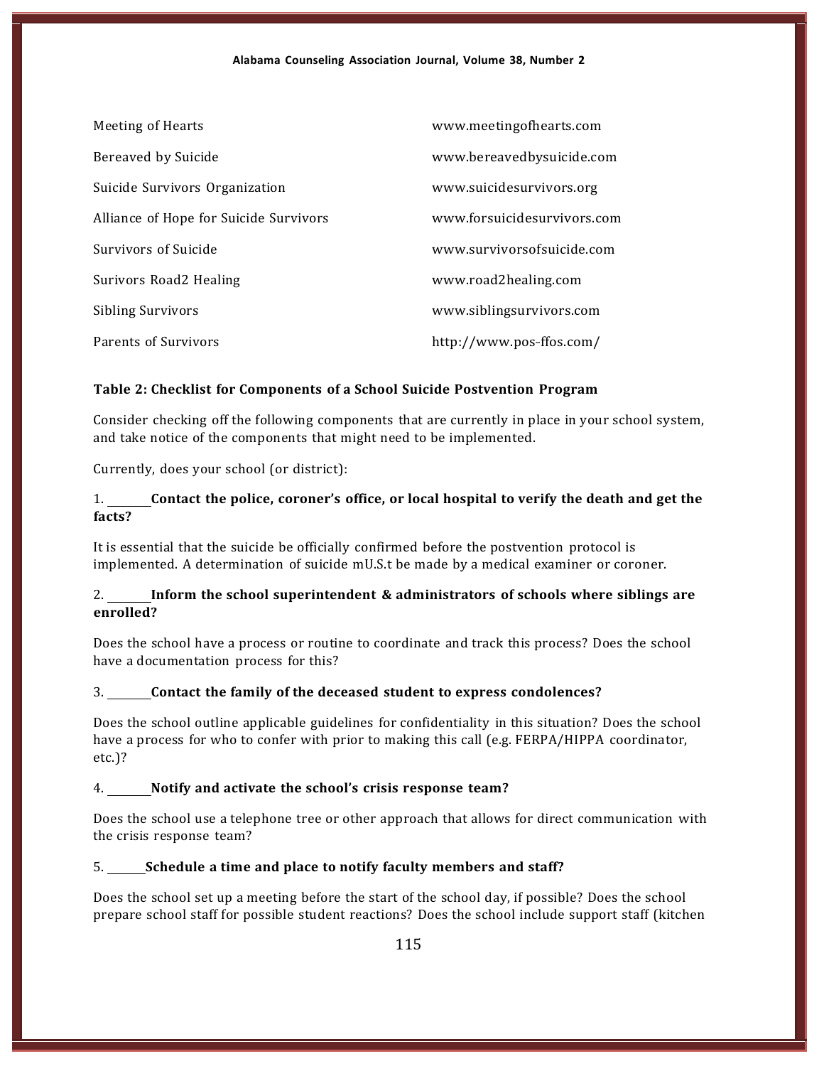| | |
|---|---|
| Meeting of Hearts | www.meetingofhearts.com |
| Bereaved by Suicide | www.bereavedbysuicide.com |
| Suicide Survivors Organization | www.suicidesurvivors.org |
| Alliance of Hope for Suicide Survivors | www.forsuicidesurvivors.com |
| Survivors of Suicide | www.survivorsofsuicide.com |
| Surivors Road2 Healing | www.road2healing.com |
| Sibling Survivors | www.siblingsurvivors.com |
| Parents of Survivors | http://www.pos-ffos.com/ |

**Table 2: Checklist for Components of a School Suicide Postvention Program**

Consider checking off the following components that are currently in place in your school system, and take notice of the components that might need to be implemented.

Currently, does your school (or district):

1. ________ **Contact the police, coroner's office, or local hospital to verify the death and get the facts?**

It is essential that the suicide be officially confirmed before the postvention protocol is implemented. A determination of suicide mU.S.t be made by a medical examiner or coroner.

2. ________ **Inform the school superintendent & administrators of schools where siblings are enrolled?**

Does the school have a process or routine to coordinate and track this process? Does the school have a documentation process for this?

3. ________ **Contact the family of the deceased student to express condolences?**

Does the school outline applicable guidelines for confidentiality in this situation? Does the school have a process for who to confer with prior to making this call (e.g. FERPA/HIPPA coordinator, etc.)?

4. ________ **Notify and activate the school's crisis response team?**

Does the school use a telephone tree or other approach that allows for direct communication with the crisis response team?

5. ________ **Schedule a time and place to notify faculty members and staff?**

Does the school set up a meeting before the start of the school day, if possible? Does the school prepare school staff for possible student reactions? Does the school include support staff (kitchen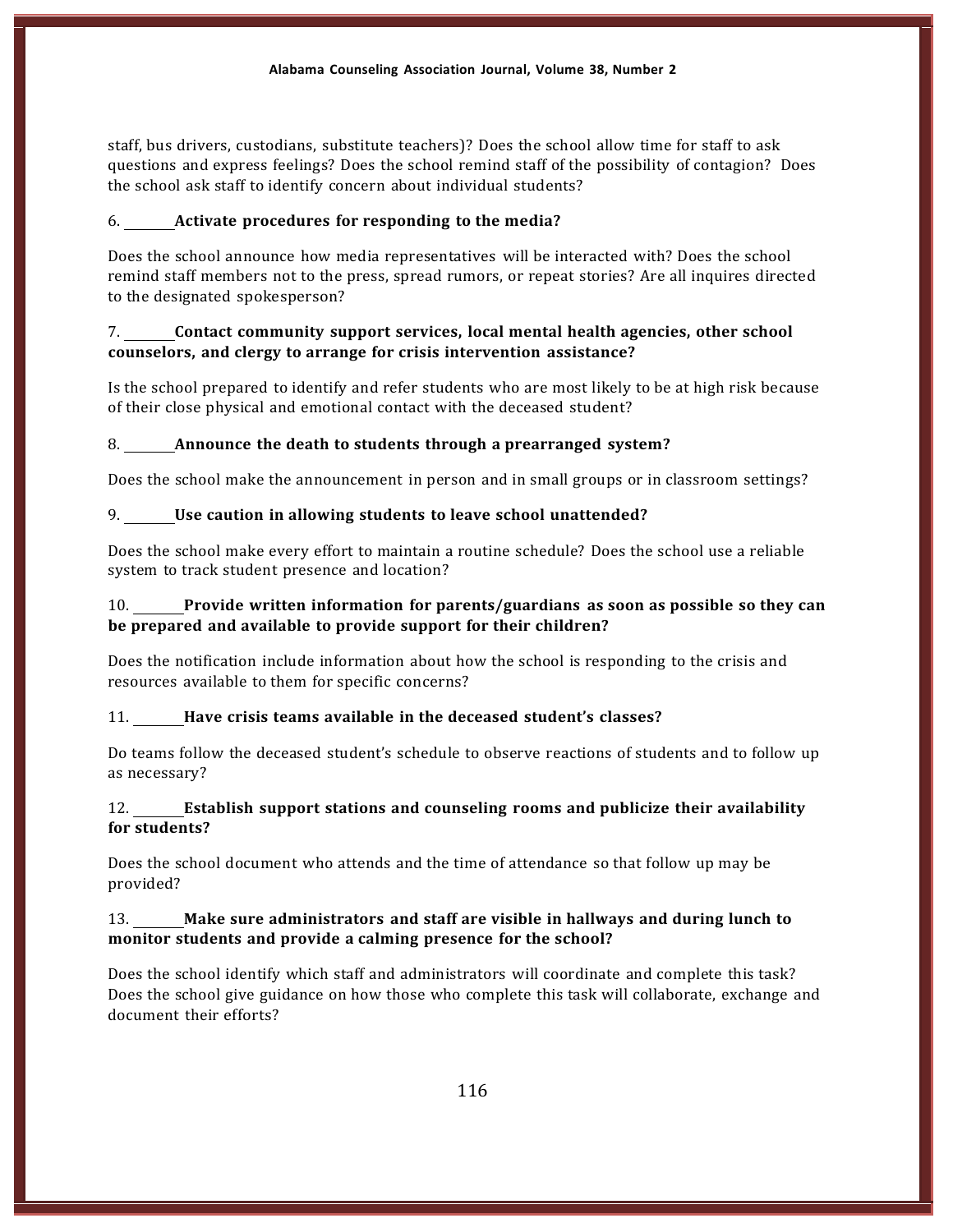staff, bus drivers, custodians, substitute teachers)? Does the school allow time for staff to ask questions and express feelings? Does the school remind staff of the possibility of contagion? Does the school ask staff to identify concern about individual students?

6. ______ **Activate procedures for responding to the media?**

Does the school announce how media representatives will be interacted with? Does the school remind staff members not to the press, spread rumors, or repeat stories? Are all inquires directed to the designated spokesperson?

7. ______ **Contact community support services, local mental health agencies, other school counselors, and clergy to arrange for crisis intervention assistance?**

Is the school prepared to identify and refer students who are most likely to be at high risk because of their close physical and emotional contact with the deceased student?

8. ______ **Announce the death to students through a prearranged system?**

Does the school make the announcement in person and in small groups or in classroom settings?

9. ______ **Use caution in allowing students to leave school unattended?**

Does the school make every effort to maintain a routine schedule? Does the school use a reliable system to track student presence and location?

10. ______ **Provide written information for parents/guardians as soon as possible so they can be prepared and available to provide support for their children?**

Does the notification include information about how the school is responding to the crisis and resources available to them for specific concerns?

11. ______ **Have crisis teams available in the deceased student's classes?**

Do teams follow the deceased student's schedule to observe reactions of students and to follow up as necessary?

12. ______ **Establish support stations and counseling rooms and publicize their availability for students?**

Does the school document who attends and the time of attendance so that follow up may be provided?

13. ______ **Make sure administrators and staff are visible in hallways and during lunch to monitor students and provide a calming presence for the school?**

Does the school identify which staff and administrators will coordinate and complete this task? Does the school give guidance on how those who complete this task will collaborate, exchange and document their efforts?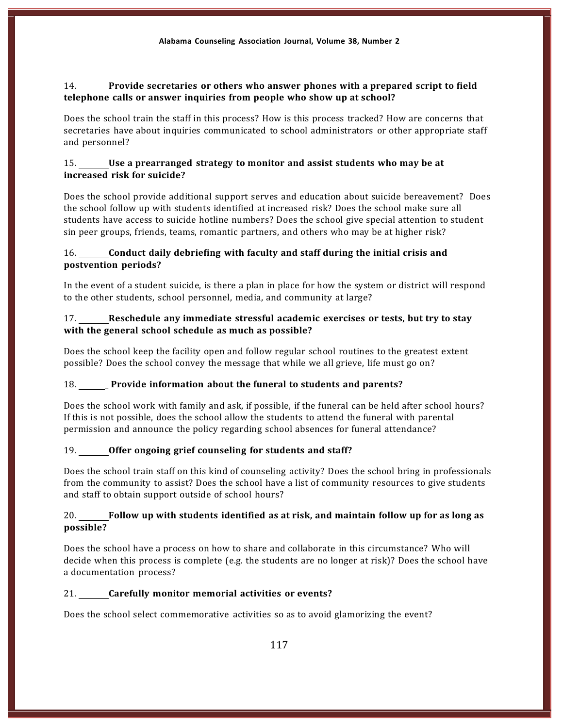14. _______**Provide secretaries or others who answer phones with a prepared script to field telephone calls or answer inquiries from people who show up at school?**

Does the school train the staff in this process? How is this process tracked? How are concerns that secretaries have about inquiries communicated to school administrators or other appropriate staff and personnel?

15. _______**Use a prearranged strategy to monitor and assist students who may be at increased risk for suicide?**

Does the school provide additional support serves and education about suicide bereavement? Does the school follow up with students identified at increased risk? Does the school make sure all students have access to suicide hotline numbers? Does the school give special attention to student sin peer groups, friends, teams, romantic partners, and others who may be at higher risk?

16. _______**Conduct daily debriefing with faculty and staff during the initial crisis and postvention periods?**

In the event of a student suicide, is there a plan in place for how the system or district will respond to the other students, school personnel, media, and community at large?

17. _______**Reschedule any immediate stressful academic exercises or tests, but try to stay with the general school schedule as much as possible?**

Does the school keep the facility open and follow regular school routines to the greatest extent possible? Does the school convey the message that while we all grieve, life must go on?

18. _______ **Provide information about the funeral to students and parents?**

Does the school work with family and ask, if possible, if the funeral can be held after school hours? If this is not possible, does the school allow the students to attend the funeral with parental permission and announce the policy regarding school absences for funeral attendance?

19. _______**Offer ongoing grief counseling for students and staff?**

Does the school train staff on this kind of counseling activity? Does the school bring in professionals from the community to assist? Does the school have a list of community resources to give students and staff to obtain support outside of school hours?

20. _______**Follow up with students identified as at risk, and maintain follow up for as long as possible?**

Does the school have a process on how to share and collaborate in this circumstance? Who will decide when this process is complete (e.g. the students are no longer at risk)? Does the school have a documentation process?

21. _______**Carefully monitor memorial activities or events?**

Does the school select commemorative activities so as to avoid glamorizing the event?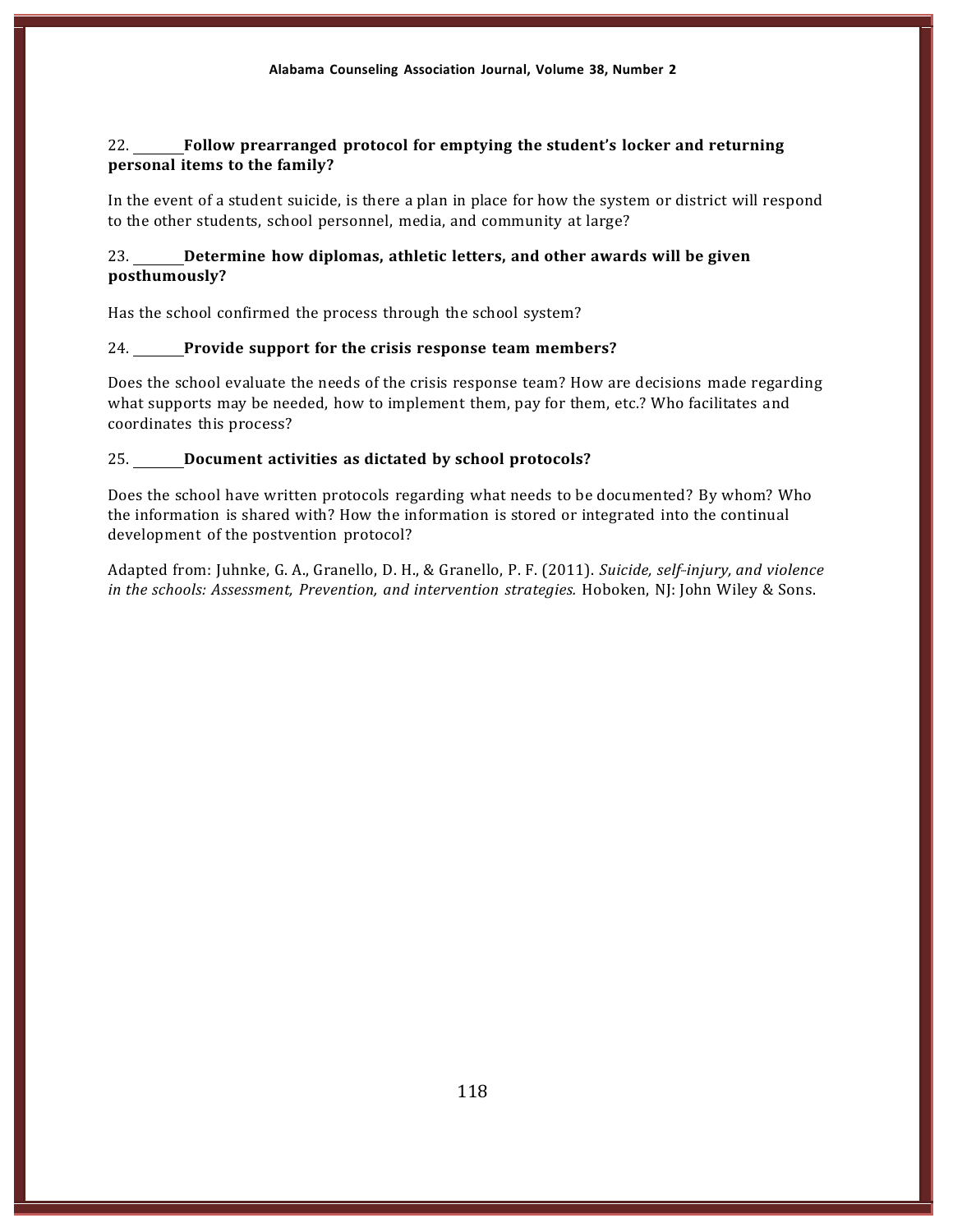22. ________ **Follow prearranged protocol for emptying the student's locker and returning personal items to the family?**

In the event of a student suicide, is there a plan in place for how the system or district will respond to the other students, school personnel, media, and community at large?

23. ________ **Determine how diplomas, athletic letters, and other awards will be given posthumously?**

Has the school confirmed the process through the school system?

24. ________ **Provide support for the crisis response team members?**

Does the school evaluate the needs of the crisis response team? How are decisions made regarding what supports may be needed, how to implement them, pay for them, etc.? Who facilitates and coordinates this process?

25. ________ **Document activities as dictated by school protocols?**

Does the school have written protocols regarding what needs to be documented? By whom? Who the information is shared with? How the information is stored or integrated into the continual development of the postvention protocol?

Adapted from: Juhnke, G. A., Granello, D. H., & Granello, P. F. (2011). *Suicide, self-injury, and violence in the schools: Assessment, Prevention, and intervention strategies.* Hoboken, NJ: John Wiley & Sons.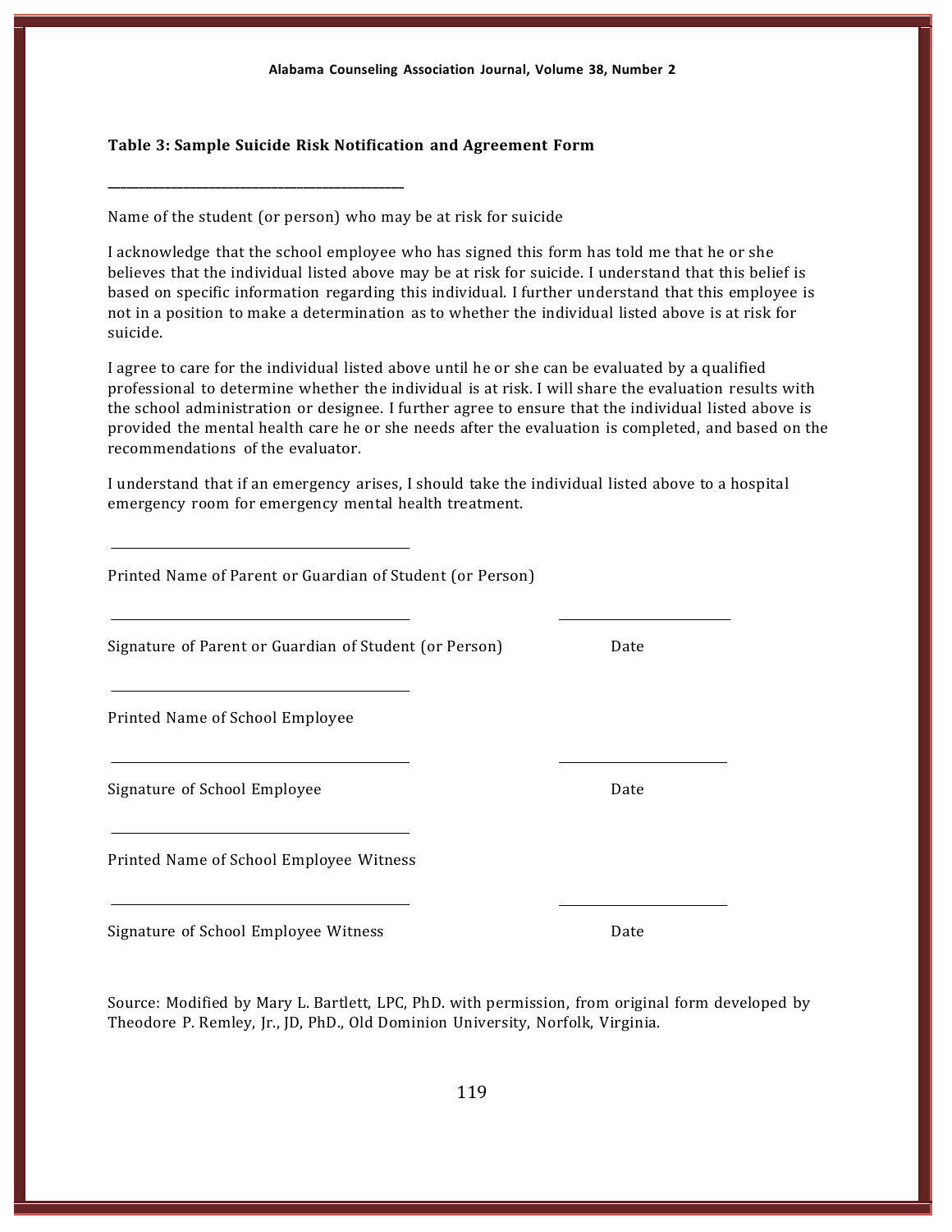**Table 3: Sample Suicide Risk Notification and Agreement Form**

\_\_\_\_\_\_\_\_\_\_\_\_\_\_\_\_\_\_\_\_\_\_\_\_\_\_\_\_\_\_\_\_\_\_\_\_\_\_\_\_\_\_\_\_

Name of the student (or person) who may be at risk for suicide

I acknowledge that the school employee who has signed this form has told me that he or she believes that the individual listed above may be at risk for suicide. I understand that this belief is based on specific information regarding this individual. I further understand that this employee is not in a position to make a determination as to whether the individual listed above is at risk for suicide.

I agree to care for the individual listed above until he or she can be evaluated by a qualified professional to determine whether the individual is at risk. I will share the evaluation results with the school administration or designee. I further agree to ensure that the individual listed above is provided the mental health care he or she needs after the evaluation is completed, and based on the recommendations of the evaluator.

I understand that if an emergency arises, I should take the individual listed above to a hospital emergency room for emergency mental health treatment.

\_\_\_\_\_\_\_\_\_\_\_\_\_\_\_\_\_\_\_\_\_\_\_\_\_\_\_\_\_\_\_\_\_\_\_\_\_\_\_\_\_\_\_\_

Printed Name of Parent or Guardian of Student (or Person)

\_\_\_\_\_\_\_\_\_\_\_\_\_\_\_\_\_\_\_\_\_\_\_\_\_\_\_\_\_\_\_\_\_\_\_\_\_\_\_\_\_\_\_\_ \_\_\_\_\_\_\_\_\_\_\_\_\_\_\_\_\_\_\_\_\_\_\_\_\_

Signature of Parent or Guardian of Student (or Person) Date

\_\_\_\_\_\_\_\_\_\_\_\_\_\_\_\_\_\_\_\_\_\_\_\_\_\_\_\_\_\_\_\_\_\_\_\_\_\_\_\_\_\_\_\_

Printed Name of School Employee

\_\_\_\_\_\_\_\_\_\_\_\_\_\_\_\_\_\_\_\_\_\_\_\_\_\_\_\_\_\_\_\_\_\_\_\_\_\_\_\_\_\_\_\_ \_\_\_\_\_\_\_\_\_\_\_\_\_\_\_\_\_\_\_\_\_\_\_\_\_

Signature of School Employee Date

\_\_\_\_\_\_\_\_\_\_\_\_\_\_\_\_\_\_\_\_\_\_\_\_\_\_\_\_\_\_\_\_\_\_\_\_\_\_\_\_\_\_\_\_

Printed Name of School Employee Witness

\_\_\_\_\_\_\_\_\_\_\_\_\_\_\_\_\_\_\_\_\_\_\_\_\_\_\_\_\_\_\_\_\_\_\_\_\_\_\_\_\_\_\_\_ \_\_\_\_\_\_\_\_\_\_\_\_\_\_\_\_\_\_\_\_\_\_\_\_\_

Signature of School Employee Witness Date

Source: Modified by Mary L. Bartlett, LPC, PhD. with permission, from original form developed by Theodore P. Remley, Jr., JD, PhD., Old Dominion University, Norfolk, Virginia.